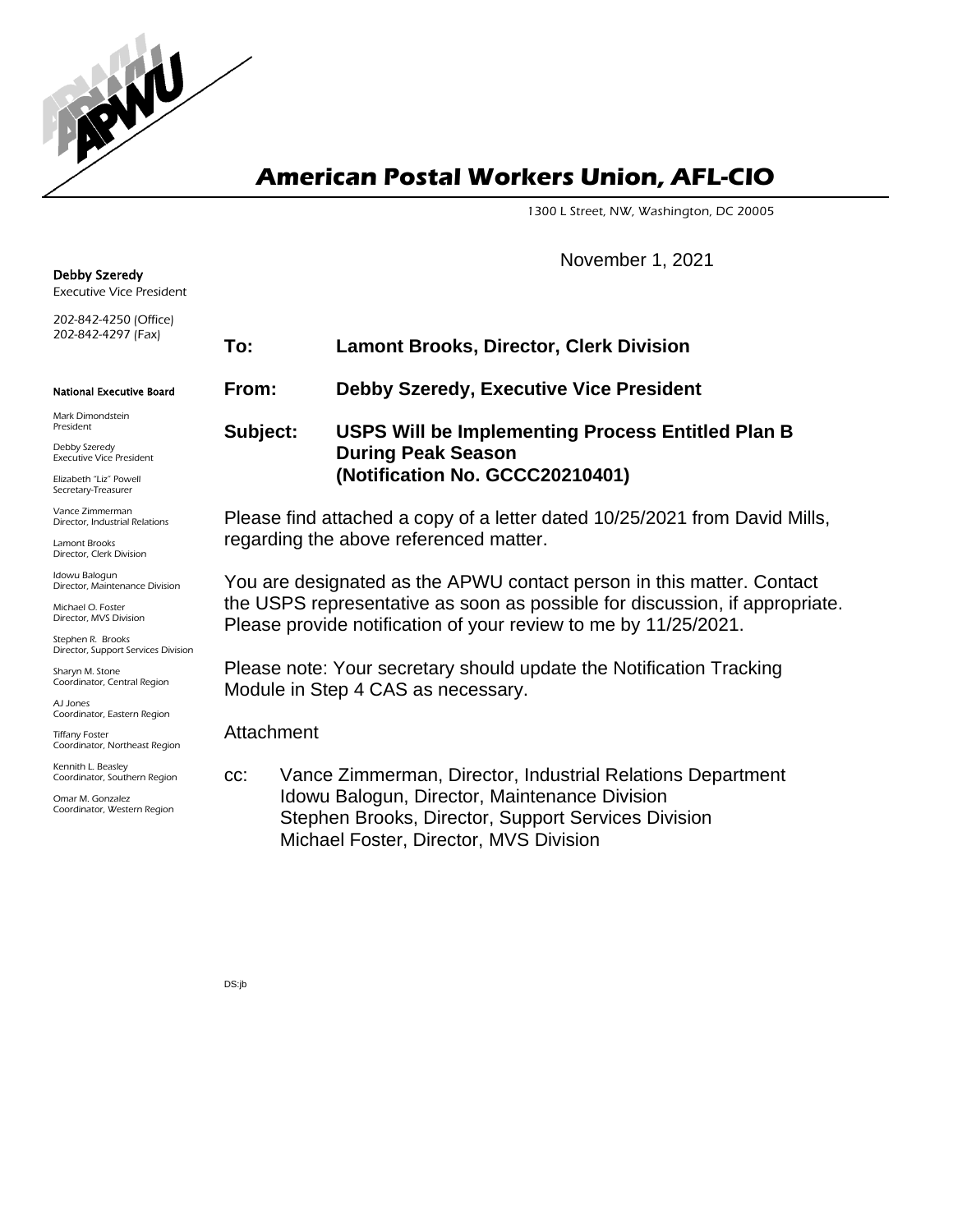# American Postal Workers Union, AFL-CIO

1300 L Street, NW, Washington, DC 20005

**Debby Szeredy**
Executive Vice President

202-842-4250 (Office)
202-842-4297 (Fax)

**National Executive Board**

Mark Dimondstein
President

Debby Szeredy
Executive Vice President

Elizabeth "Liz" Powell
Secretary-Treasurer

Vance Zimmerman
Director, Industrial Relations

Lamont Brooks
Director, Clerk Division

Idowu Balogun
Director, Maintenance Division

Michael O. Foster
Director, MVS Division

Stephen R. Brooks
Director, Support Services Division

Sharyn M. Stone
Coordinator, Central Region

AJ Jones
Coordinator, Eastern Region

Tiffany Foster
Coordinator, Northeast Region

Kennith L. Beasley
Coordinator, Southern Region

Omar M. Gonzalez
Coordinator, Western Region

November 1, 2021

**To:** **Lamont Brooks, Director, Clerk Division**

**From:** **Debby Szeredy, Executive Vice President**

**Subject:** **USPS Will be Implementing Process Entitled Plan B During Peak Season (Notification No. GCCC20210401)**

Please find attached a copy of a letter dated 10/25/2021 from David Mills, regarding the above referenced matter.

You are designated as the APWU contact person in this matter. Contact the USPS representative as soon as possible for discussion, if appropriate. Please provide notification of your review to me by 11/25/2021.

Please note: Your secretary should update the Notification Tracking Module in Step 4 CAS as necessary.

Attachment

cc: Vance Zimmerman, Director, Industrial Relations Department
Idowu Balogun, Director, Maintenance Division
Stephen Brooks, Director, Support Services Division
Michael Foster, Director, MVS Division

DS:jb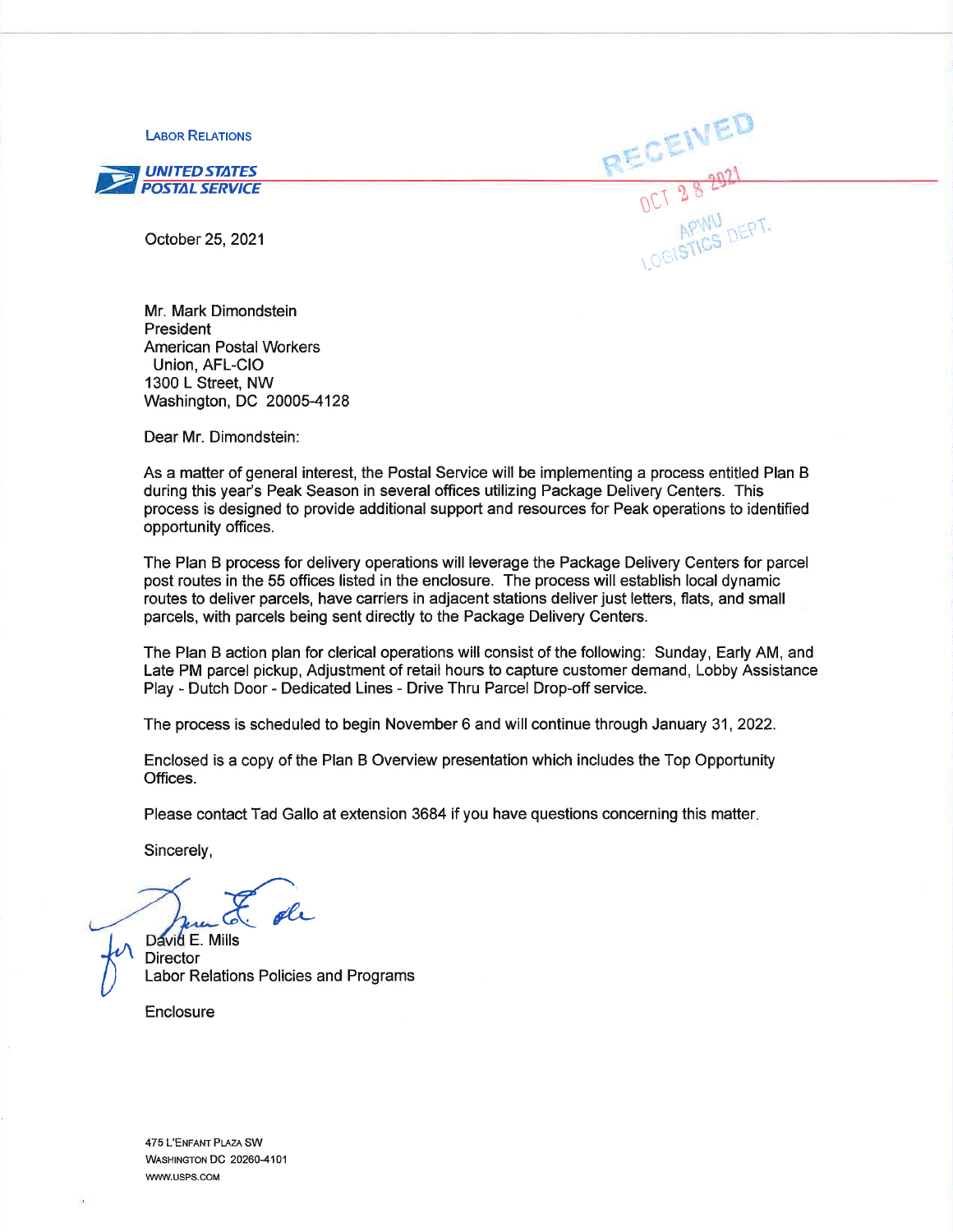LABOR RELATIONS

UNITED STATES POSTAL SERVICE

RECEIVED
OCT 28 2021
APWU LOGISTICS DEPT.

October 25, 2021

Mr. Mark Dimondstein
President
American Postal Workers
Union, AFL-CIO
1300 L Street, NW
Washington, DC 20005-4128

Dear Mr. Dimondstein:

As a matter of general interest, the Postal Service will be implementing a process entitled Plan B during this year's Peak Season in several offices utilizing Package Delivery Centers. This process is designed to provide additional support and resources for Peak operations to identified opportunity offices.

The Plan B process for delivery operations will leverage the Package Delivery Centers for parcel post routes in the 55 offices listed in the enclosure. The process will establish local dynamic routes to deliver parcels, have carriers in adjacent stations deliver just letters, flats, and small parcels, with parcels being sent directly to the Package Delivery Centers.

The Plan B action plan for clerical operations will consist of the following: Sunday, Early AM, and Late PM parcel pickup, Adjustment of retail hours to capture customer demand, Lobby Assistance Play - Dutch Door - Dedicated Lines - Drive Thru Parcel Drop-off service.

The process is scheduled to begin November 6 and will continue through January 31, 2022.

Enclosed is a copy of the Plan B Overview presentation which includes the Top Opportunity Offices.

Please contact Tad Gallo at extension 3684 if you have questions concerning this matter.

Sincerely,

for David E. Mills
Director
Labor Relations Policies and Programs

Enclosure

475 L'ENFANT PLAZA SW
WASHINGTON DC 20260-4101
WWW.USPS.COM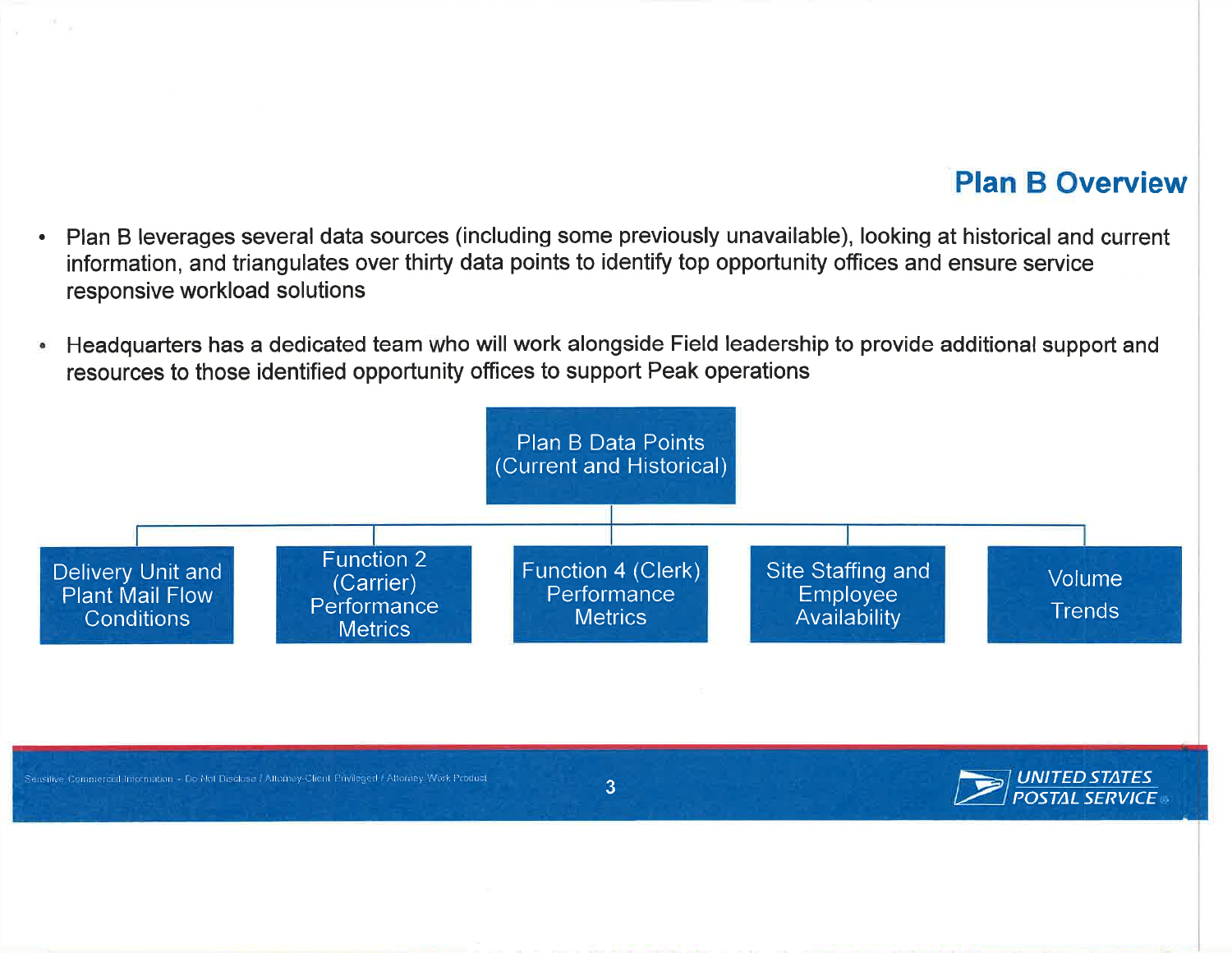# Plan B Overview

- Plan B leverages several data sources (including some previously unavailable), looking at historical and current information, and triangulates over thirty data points to identify top opportunity offices and ensure service responsive workload solutions

- Headquarters has a dedicated team who will work alongside Field leadership to provide additional support and resources to those identified opportunity offices to support Peak operations

**Plan B Data Points (Current and Historical)**

- Delivery Unit and Plant Mail Flow Conditions
- Function 2 (Carrier) Performance Metrics
- Function 4 (Clerk) Performance Metrics
- Site Staffing and Employee Availability
- Volume Trends

Sensitive Commercial Information - Do Not Disclose / Attorney-Client Privileged / Attorney Work Product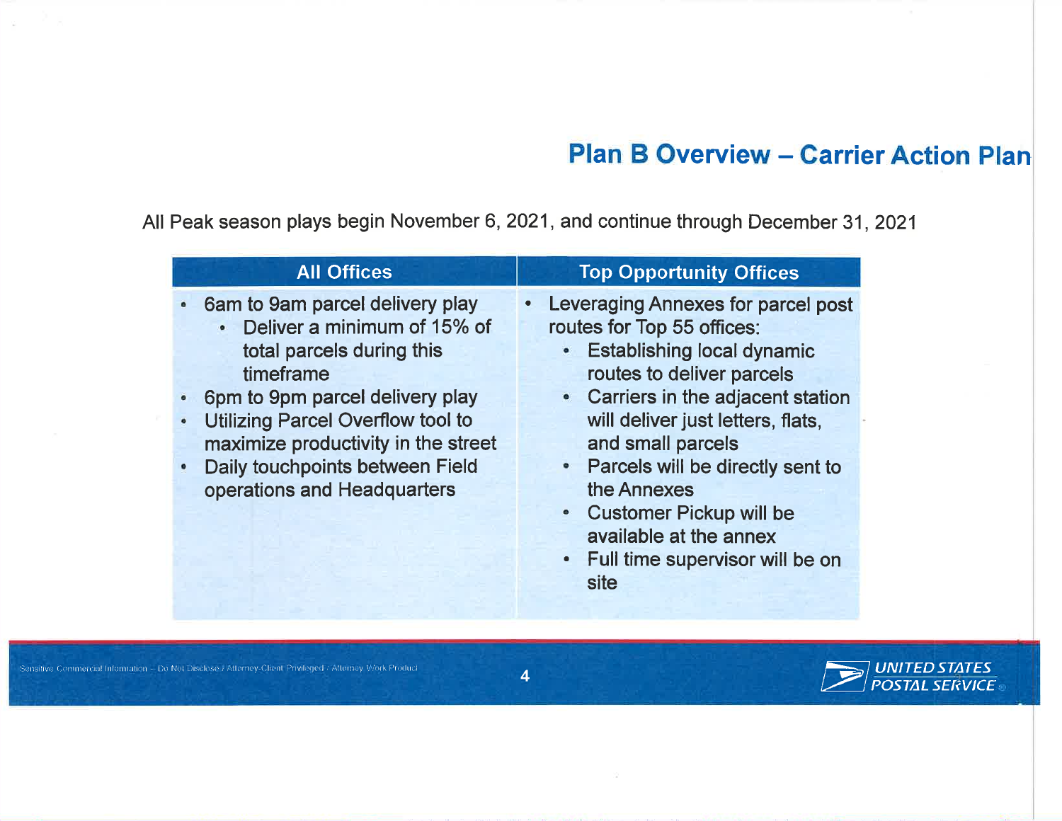# Plan B Overview – Carrier Action Plan

All Peak season plays begin November 6, 2021, and continue through December 31, 2021

| All Offices | Top Opportunity Offices |
|---|---|
| • 6am to 9am parcel delivery play<br>  • Deliver a minimum of 15% of total parcels during this timeframe<br>• 6pm to 9pm parcel delivery play<br>• Utilizing Parcel Overflow tool to maximize productivity in the street<br>• Daily touchpoints between Field operations and Headquarters | • Leveraging Annexes for parcel post routes for Top 55 offices:<br>  • Establishing local dynamic routes to deliver parcels<br>  • Carriers in the adjacent station will deliver just letters, flats, and small parcels<br>  • Parcels will be directly sent to the Annexes<br>  • Customer Pickup will be available at the annex<br>  • Full time supervisor will be on site |

Sensitive Commercial Information – Do Not Disclose / Attorney-Client Privileged / Attorney Work Product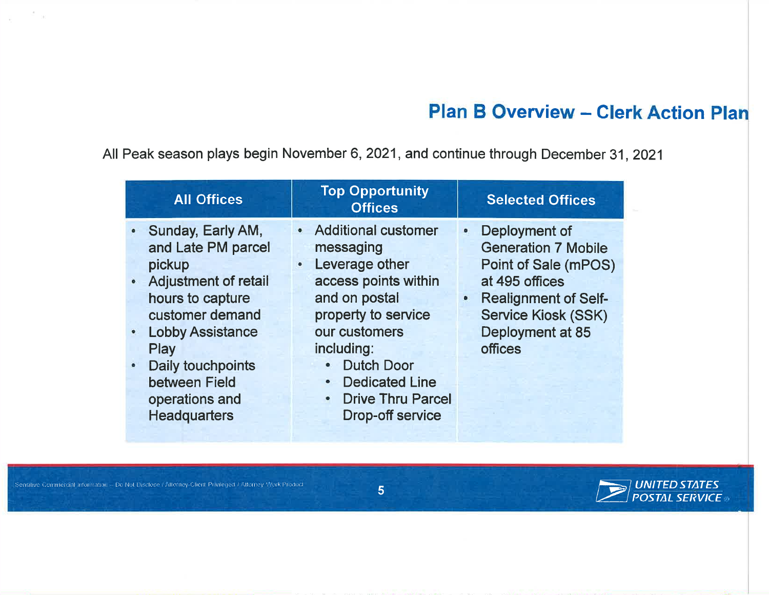# Plan B Overview – Clerk Action Plan

All Peak season plays begin November 6, 2021, and continue through December 31, 2021

| All Offices | Top Opportunity Offices | Selected Offices |
|---|---|---|
| • Sunday, Early AM, and Late PM parcel pickup<br>• Adjustment of retail hours to capture customer demand<br>• Lobby Assistance Play<br>• Daily touchpoints between Field operations and Headquarters | • Additional customer messaging<br>• Leverage other access points within and on postal property to service our customers including:<br>&nbsp;&nbsp;• Dutch Door<br>&nbsp;&nbsp;• Dedicated Line<br>&nbsp;&nbsp;• Drive Thru Parcel Drop-off service | • Deployment of Generation 7 Mobile Point of Sale (mPOS) at 495 offices<br>• Realignment of Self-Service Kiosk (SSK) Deployment at 85 offices |

Sensitive Commercial Information – Do Not Disclose / Attorney-Client Privileged / Attorney Work Product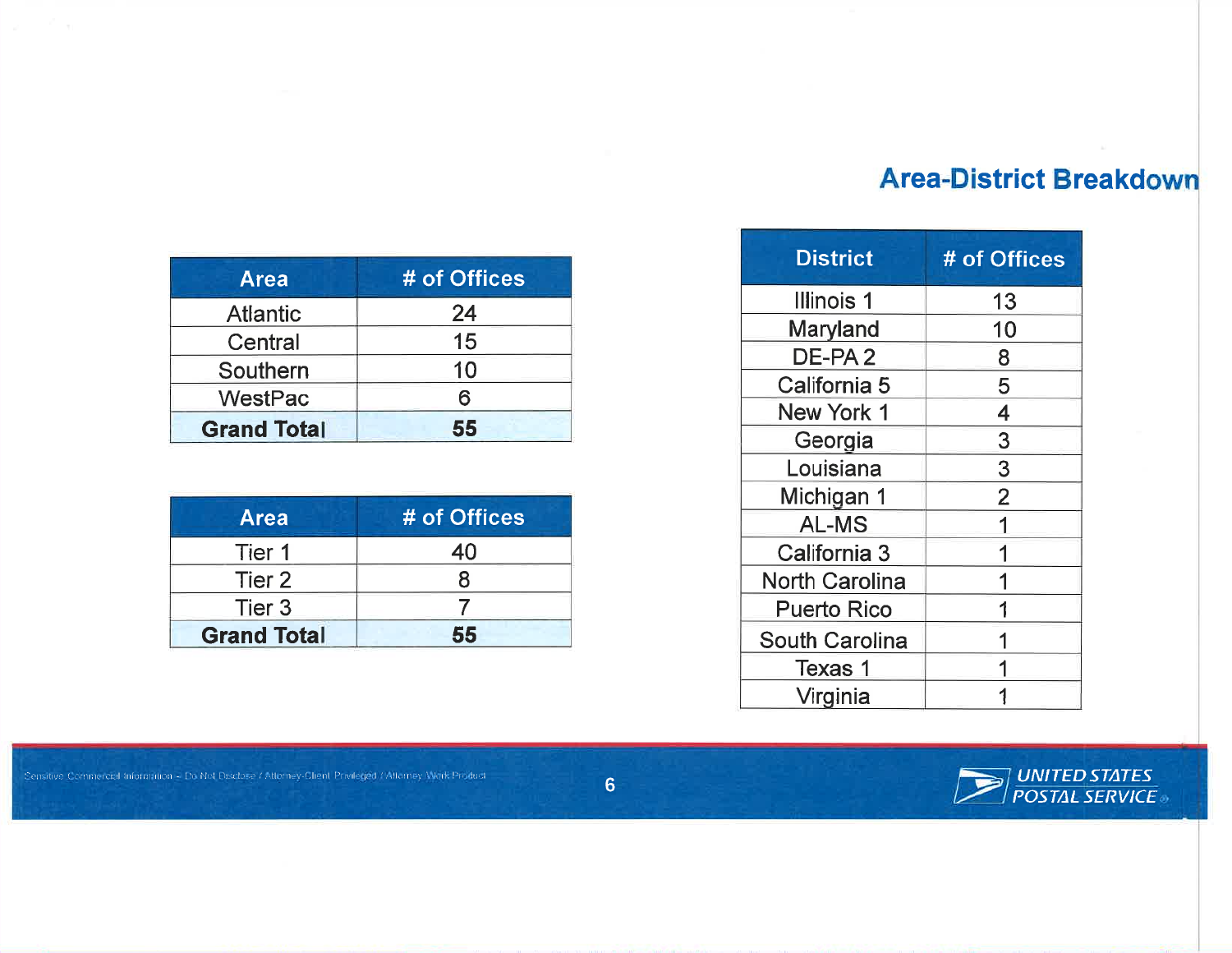## Area-District Breakdown

| Area | # of Offices |
| --- | --- |
| Atlantic | 24 |
| Central | 15 |
| Southern | 10 |
| WestPac | 6 |
| **Grand Total** | **55** |

| Area | # of Offices |
| --- | --- |
| Tier 1 | 40 |
| Tier 2 | 8 |
| Tier 3 | 7 |
| **Grand Total** | **55** |

| District | # of Offices |
| --- | --- |
| Illinois 1 | 13 |
| Maryland | 10 |
| DE-PA 2 | 8 |
| California 5 | 5 |
| New York 1 | 4 |
| Georgia | 3 |
| Louisiana | 3 |
| Michigan 1 | 2 |
| AL-MS | 1 |
| California 3 | 1 |
| North Carolina | 1 |
| Puerto Rico | 1 |
| South Carolina | 1 |
| Texas 1 | 1 |
| Virginia | 1 |

Sensitive Commercial Information – Do Not Disclose / Attorney-Client Privileged / Attorney Work Product

UNITED STATES POSTAL SERVICE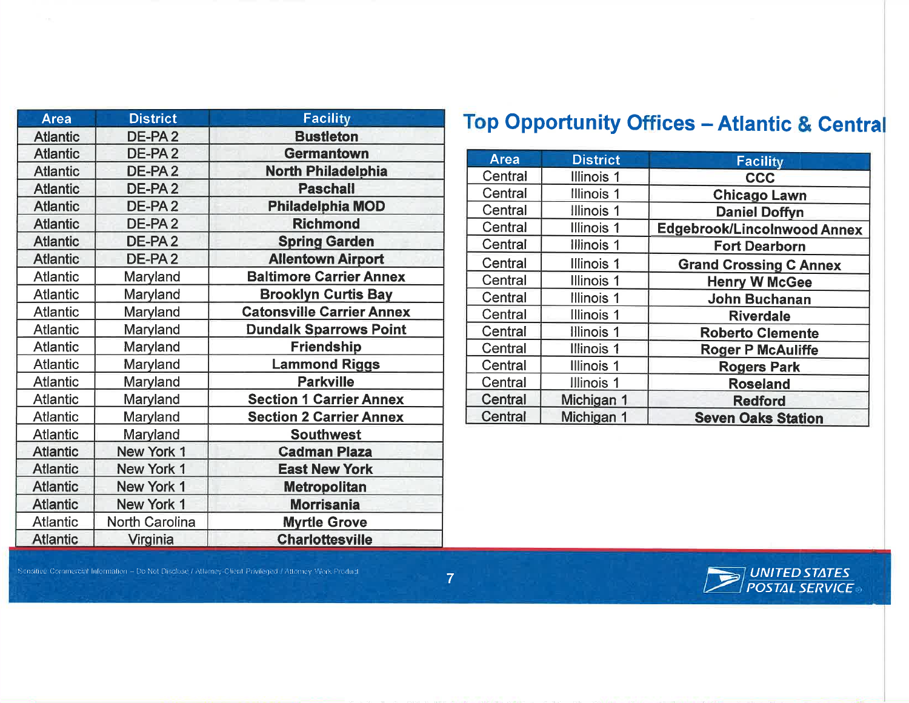## Top Opportunity Offices – Atlantic & Central

| Area | District | Facility |
|---|---|---|
| Atlantic | DE-PA 2 | **Bustleton** |
| Atlantic | DE-PA 2 | **Germantown** |
| Atlantic | DE-PA 2 | **North Philadelphia** |
| Atlantic | DE-PA 2 | **Paschall** |
| Atlantic | DE-PA 2 | **Philadelphia MOD** |
| Atlantic | DE-PA 2 | **Richmond** |
| Atlantic | DE-PA 2 | **Spring Garden** |
| Atlantic | DE-PA 2 | **Allentown Airport** |
| Atlantic | Maryland | **Baltimore Carrier Annex** |
| Atlantic | Maryland | **Brooklyn Curtis Bay** |
| Atlantic | Maryland | **Catonsville Carrier Annex** |
| Atlantic | Maryland | **Dundalk Sparrows Point** |
| Atlantic | Maryland | **Friendship** |
| Atlantic | Maryland | **Lammond Riggs** |
| Atlantic | Maryland | **Parkville** |
| Atlantic | Maryland | **Section 1 Carrier Annex** |
| Atlantic | Maryland | **Section 2 Carrier Annex** |
| Atlantic | Maryland | **Southwest** |
| Atlantic | New York 1 | **Cadman Plaza** |
| Atlantic | New York 1 | **East New York** |
| Atlantic | New York 1 | **Metropolitan** |
| Atlantic | New York 1 | **Morrisania** |
| Atlantic | North Carolina | **Myrtle Grove** |
| Atlantic | Virginia | **Charlottesville** |

| Area | District | Facility |
|---|---|---|
| Central | Illinois 1 | **CCC** |
| Central | Illinois 1 | **Chicago Lawn** |
| Central | Illinois 1 | **Daniel Doffyn** |
| Central | Illinois 1 | **Edgebrook/Lincolnwood Annex** |
| Central | Illinois 1 | **Fort Dearborn** |
| Central | Illinois 1 | **Grand Crossing C Annex** |
| Central | Illinois 1 | **Henry W McGee** |
| Central | Illinois 1 | **John Buchanan** |
| Central | Illinois 1 | **Riverdale** |
| Central | Illinois 1 | **Roberto Clemente** |
| Central | Illinois 1 | **Roger P McAuliffe** |
| Central | Illinois 1 | **Rogers Park** |
| Central | Illinois 1 | **Roseland** |
| Central | Michigan 1 | **Redford** |
| Central | Michigan 1 | **Seven Oaks Station** |

Sensitive Commercial Information – Do Not Disclose / Attorney-Client Privileged / Attorney Work Product

UNITED STATES POSTAL SERVICE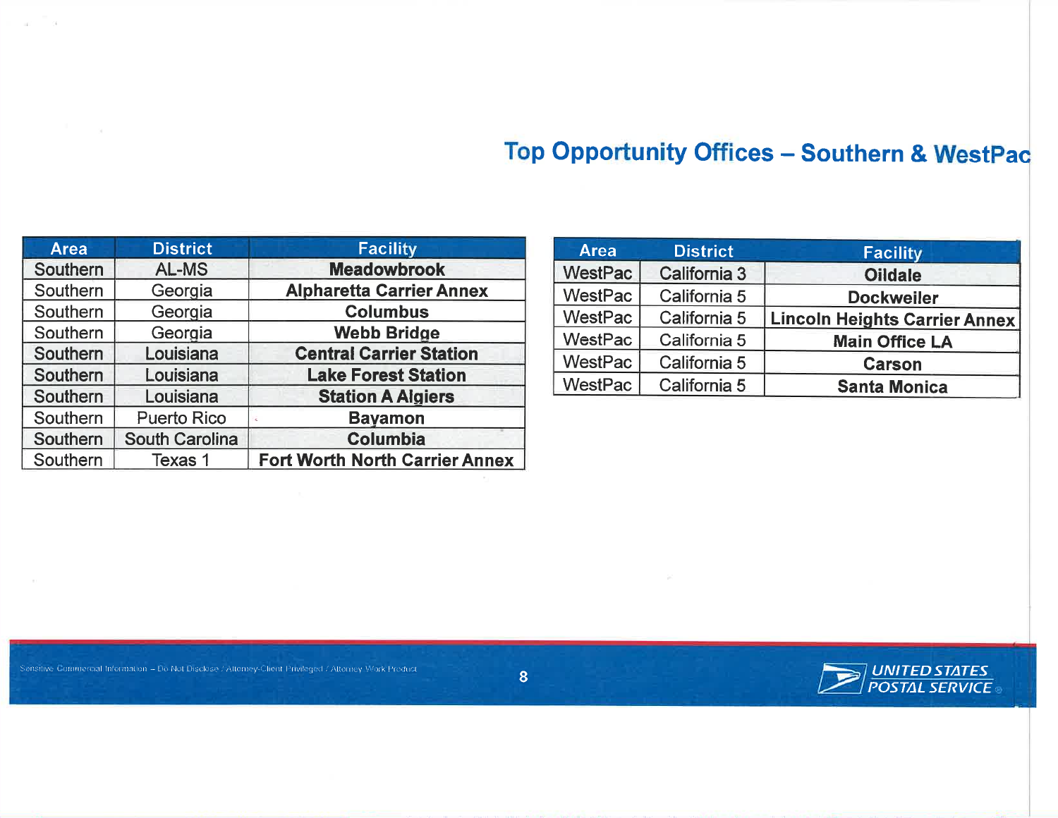# Top Opportunity Offices – Southern & WestPac

| Area | District | Facility |
|---|---|---|
| Southern | AL-MS | **Meadowbrook** |
| Southern | Georgia | **Alpharetta Carrier Annex** |
| Southern | Georgia | **Columbus** |
| Southern | Georgia | **Webb Bridge** |
| Southern | Louisiana | **Central Carrier Station** |
| Southern | Louisiana | **Lake Forest Station** |
| Southern | Louisiana | **Station A Algiers** |
| Southern | Puerto Rico | **Bayamon** |
| Southern | South Carolina | **Columbia** |
| Southern | Texas 1 | **Fort Worth North Carrier Annex** |

| Area | District | Facility |
|---|---|---|
| WestPac | California 3 | **Oildale** |
| WestPac | California 5 | **Dockweiler** |
| WestPac | California 5 | **Lincoln Heights Carrier Annex** |
| WestPac | California 5 | **Main Office LA** |
| WestPac | California 5 | **Carson** |
| WestPac | California 5 | **Santa Monica** |

Sensitive Commercial Information – Do Not Disclose / Attorney-Client Privileged / Attorney Work Product

UNITED STATES POSTAL SERVICE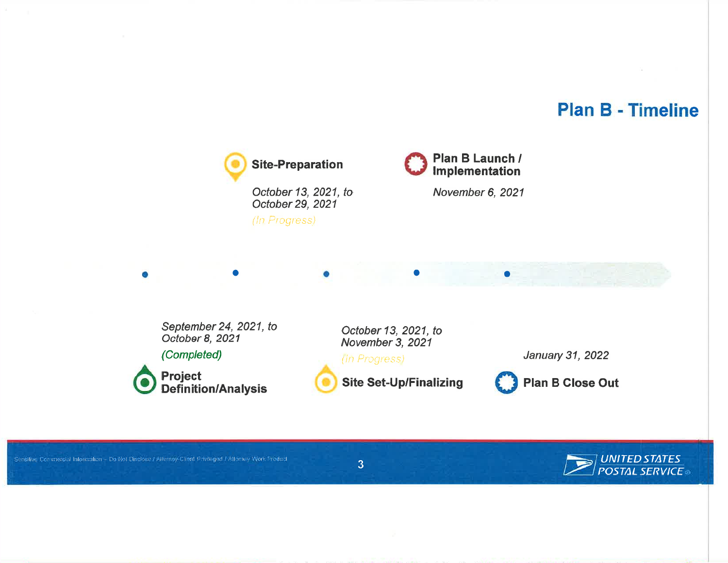# Plan B - Timeline

**Project Definition/Analysis**

*September 24, 2021, to October 8, 2021*

*(Completed)*

**Site-Preparation**

*October 13, 2021, to October 29, 2021*

*(In Progress)*

**Site Set-Up/Finalizing**

*October 13, 2021, to November 3, 2021*

*(In Progress)*

**Plan B Launch / Implementation**

*November 6, 2021*

**Plan B Close Out**

*January 31, 2022*

Sensitive Commercial Information – Do Not Disclose / Attorney-Client Privileged / Attorney Work Product

UNITED STATES POSTAL SERVICE